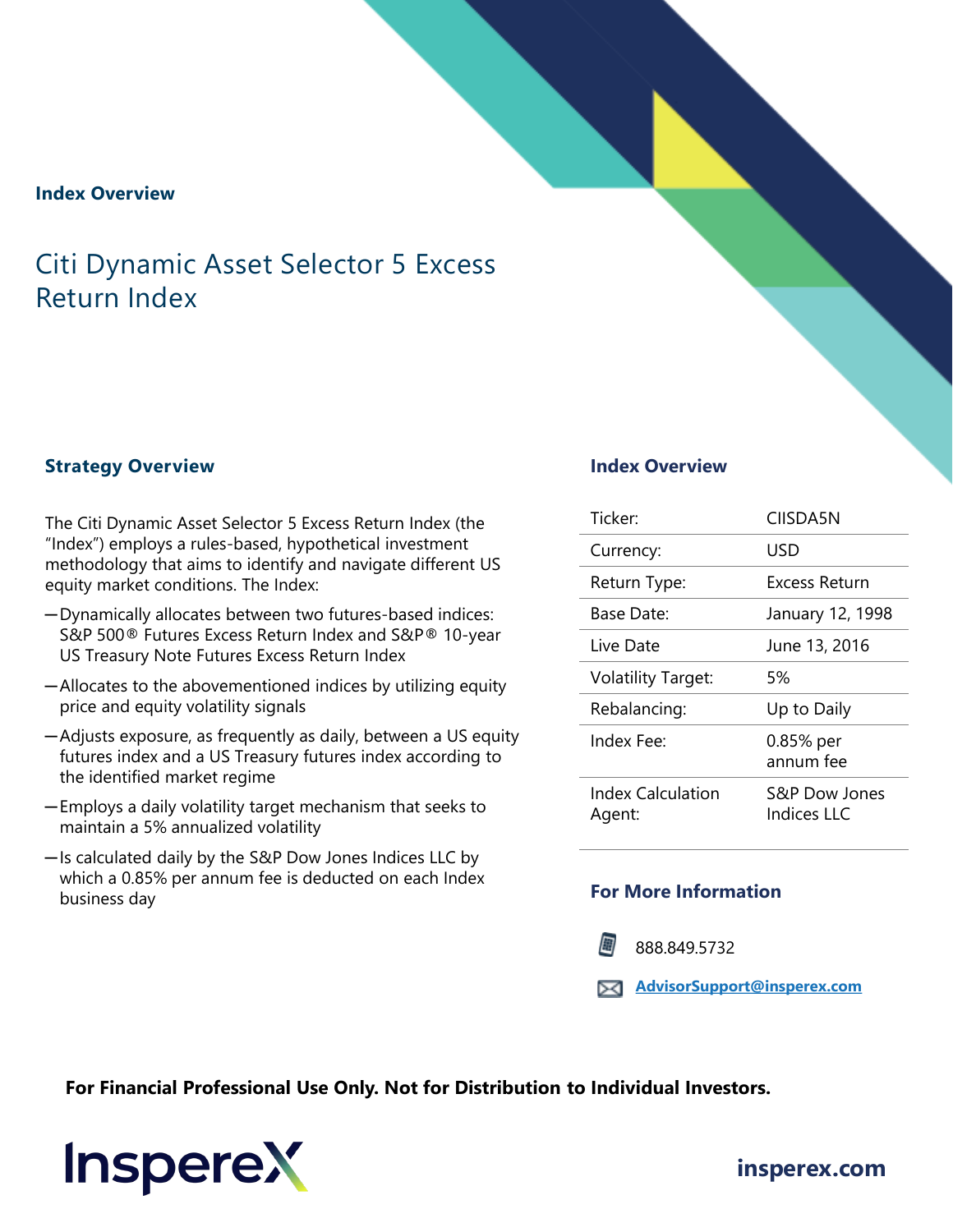**Index Overview**

# Citi Dynamic Asset Selector 5 Excess Return Index

## Strategy Overview

The Citi Dynamic Asset Selector 5 Excess Return Index (the "Index") employs a rules-based, hypothetical investment methodology that aims to identify and navigate different US equity market conditions. The Index:

- Dynamically allocates between two futures-based indices: S&P 500® Futures Excess Return Index and S&P® 10-year US Treasury Note Futures Excess Return Index
- Allocates to the abovementioned indices by utilizing equity price and equity volatility signals
- Adjusts exposure, as frequently as daily, between a US equity futures index and a US Treasury futures index according to the identified market regime
- Employs a daily volatility target mechanism that seeks to maintain a 5% annualized volatility
- Is calculated daily by the S&P Dow Jones Indices LLC by which a 0.85% per annum fee is deducted on each Index business day

## Index Overview

| | |
|---|---|
| Ticker: | CIISDA5N |
| Currency: | USD |
| Return Type: | Excess Return |
| Base Date: | January 12, 1998 |
| Live Date | June 13, 2016 |
| Volatility Target: | 5% |
| Rebalancing: | Up to Daily |
| Index Fee: | 0.85% per annum fee |
| Index Calculation Agent: | S&P Dow Jones Indices LLC |

## For More Information

888.849.5732

AdvisorSupport@insperex.com

**For Financial Professional Use Only. Not for Distribution to Individual Investors.**

InspereX

**insperex.com**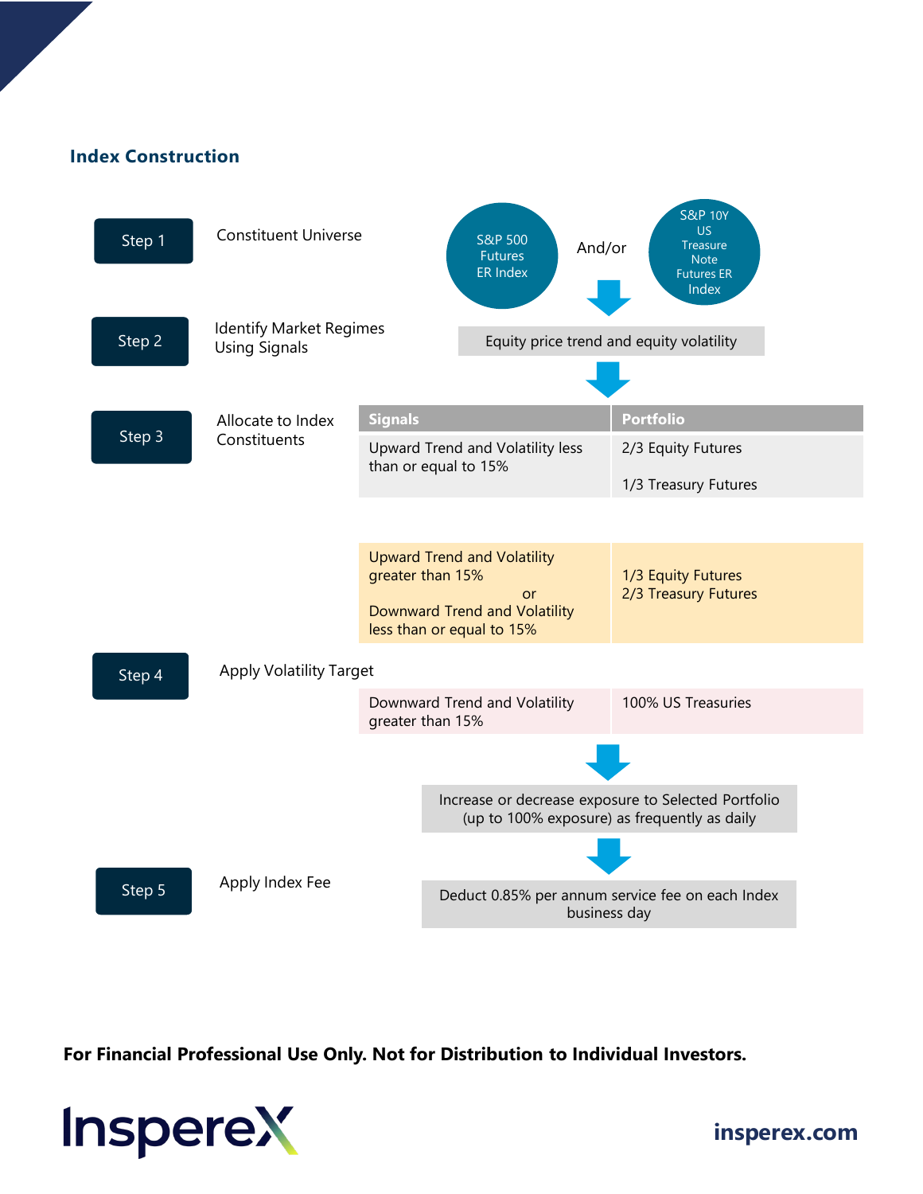## Index Construction

**Step 1** — Constituent Universe

S&P 500 Futures ER Index And/or S&P 10Y US Treasure Note Futures ER Index

**Step 2** — Identify Market Regimes Using Signals

Equity price trend and equity volatility

**Step 3** — Allocate to Index Constituents

| Signals | Portfolio |
|---|---|
| Upward Trend and Volatility less than or equal to 15% | 2/3 Equity Futures<br>1/3 Treasury Futures |
| Upward Trend and Volatility greater than 15% or Downward Trend and Volatility less than or equal to 15% | 1/3 Equity Futures<br>2/3 Treasury Futures |
| Downward Trend and Volatility greater than 15% | 100% US Treasuries |

**Step 4** — Apply Volatility Target

Increase or decrease exposure to Selected Portfolio (up to 100% exposure) as frequently as daily

**Step 5** — Apply Index Fee

Deduct 0.85% per annum service fee on each Index business day

**For Financial Professional Use Only. Not for Distribution to Individual Investors.**

Insperex

insperex.com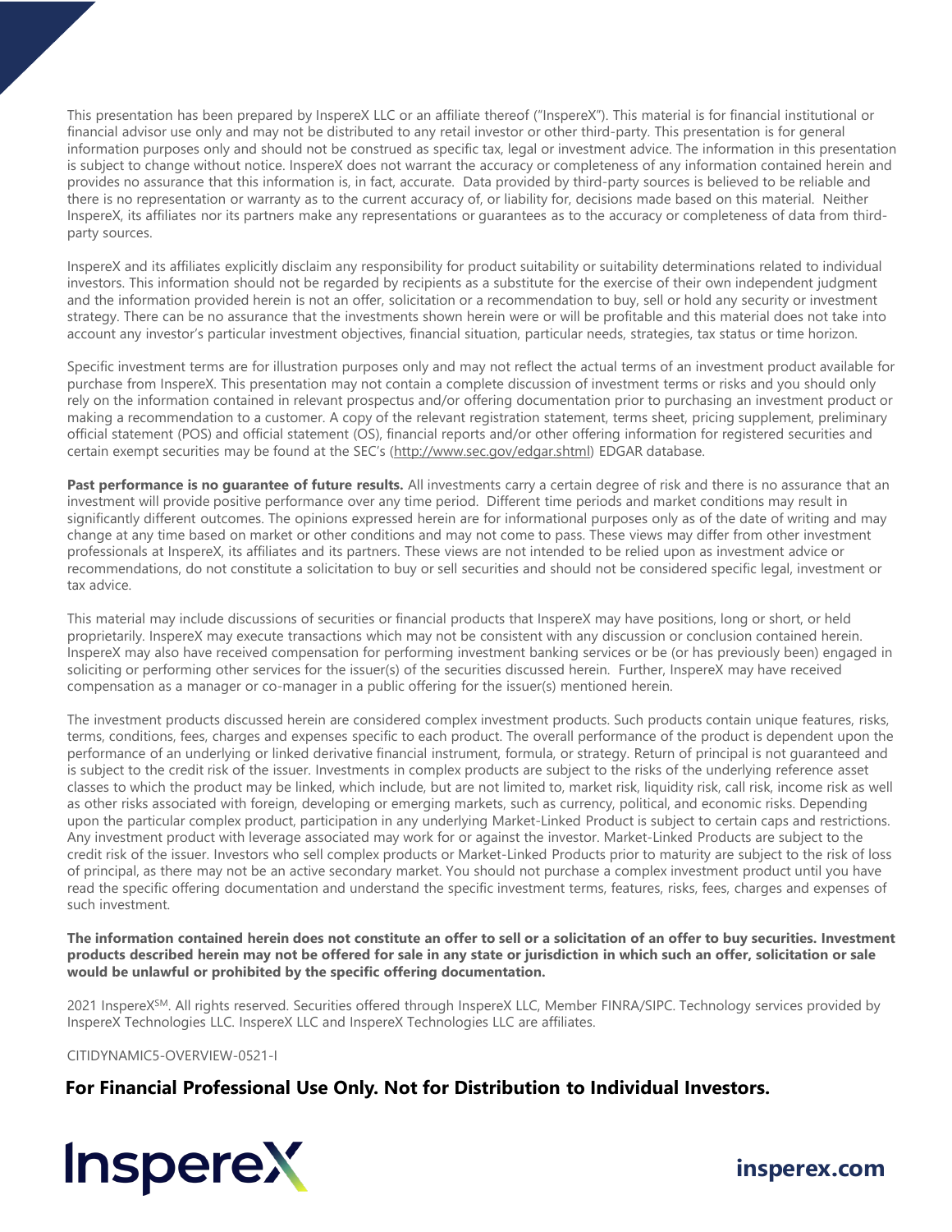This presentation has been prepared by InspereX LLC or an affiliate thereof ("InspereX"). This material is for financial institutional or financial advisor use only and may not be distributed to any retail investor or other third-party. This presentation is for general information purposes only and should not be construed as specific tax, legal or investment advice. The information in this presentation is subject to change without notice. InspereX does not warrant the accuracy or completeness of any information contained herein and provides no assurance that this information is, in fact, accurate. Data provided by third-party sources is believed to be reliable and there is no representation or warranty as to the current accuracy of, or liability for, decisions made based on this material. Neither InspereX, its affiliates nor its partners make any representations or guarantees as to the accuracy or completeness of data from third-party sources.

InspereX and its affiliates explicitly disclaim any responsibility for product suitability or suitability determinations related to individual investors. This information should not be regarded by recipients as a substitute for the exercise of their own independent judgment and the information provided herein is not an offer, solicitation or a recommendation to buy, sell or hold any security or investment strategy. There can be no assurance that the investments shown herein were or will be profitable and this material does not take into account any investor's particular investment objectives, financial situation, particular needs, strategies, tax status or time horizon.

Specific investment terms are for illustration purposes only and may not reflect the actual terms of an investment product available for purchase from InspereX. This presentation may not contain a complete discussion of investment terms or risks and you should only rely on the information contained in relevant prospectus and/or offering documentation prior to purchasing an investment product or making a recommendation to a customer. A copy of the relevant registration statement, terms sheet, pricing supplement, preliminary official statement (POS) and official statement (OS), financial reports and/or other offering information for registered securities and certain exempt securities may be found at the SEC's (http://www.sec.gov/edgar.shtml) EDGAR database.

**Past performance is no guarantee of future results.** All investments carry a certain degree of risk and there is no assurance that an investment will provide positive performance over any time period. Different time periods and market conditions may result in significantly different outcomes. The opinions expressed herein are for informational purposes only as of the date of writing and may change at any time based on market or other conditions and may not come to pass. These views may differ from other investment professionals at InspereX, its affiliates and its partners. These views are not intended to be relied upon as investment advice or recommendations, do not constitute a solicitation to buy or sell securities and should not be considered specific legal, investment or tax advice.

This material may include discussions of securities or financial products that InspereX may have positions, long or short, or held proprietarily. InspereX may execute transactions which may not be consistent with any discussion or conclusion contained herein. InspereX may also have received compensation for performing investment banking services or be (or has previously been) engaged in soliciting or performing other services for the issuer(s) of the securities discussed herein. Further, InspereX may have received compensation as a manager or co-manager in a public offering for the issuer(s) mentioned herein.

The investment products discussed herein are considered complex investment products. Such products contain unique features, risks, terms, conditions, fees, charges and expenses specific to each product. The overall performance of the product is dependent upon the performance of an underlying or linked derivative financial instrument, formula, or strategy. Return of principal is not guaranteed and is subject to the credit risk of the issuer. Investments in complex products are subject to the risks of the underlying reference asset classes to which the product may be linked, which include, but are not limited to, market risk, liquidity risk, call risk, income risk as well as other risks associated with foreign, developing or emerging markets, such as currency, political, and economic risks. Depending upon the particular complex product, participation in any underlying Market-Linked Product is subject to certain caps and restrictions. Any investment product with leverage associated may work for or against the investor. Market-Linked Products are subject to the credit risk of the issuer. Investors who sell complex products or Market-Linked Products prior to maturity are subject to the risk of loss of principal, as there may not be an active secondary market. You should not purchase a complex investment product until you have read the specific offering documentation and understand the specific investment terms, features, risks, fees, charges and expenses of such investment.

**The information contained herein does not constitute an offer to sell or a solicitation of an offer to buy securities. Investment products described herein may not be offered for sale in any state or jurisdiction in which such an offer, solicitation or sale would be unlawful or prohibited by the specific offering documentation.**

2021 InspereX[SM]. All rights reserved. Securities offered through InspereX LLC, Member FINRA/SIPC. Technology services provided by InspereX Technologies LLC. InspereX LLC and InspereX Technologies LLC are affiliates.

CITIDYNAMIC5-OVERVIEW-0521-I

**For Financial Professional Use Only. Not for Distribution to Individual Investors.**

InspereX

**insperex.com**